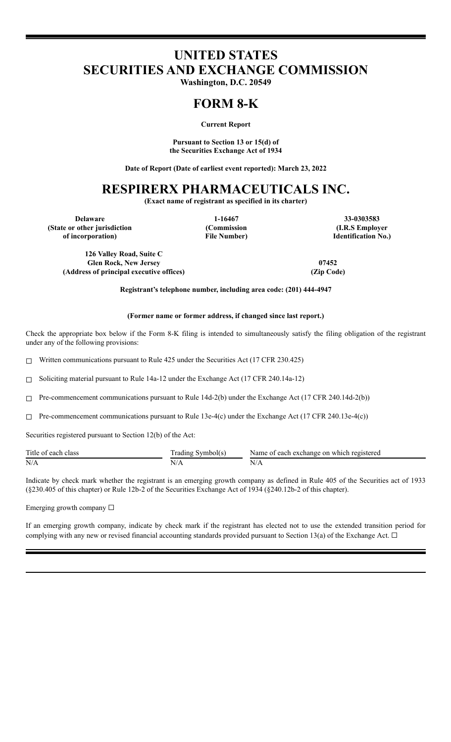# UNITED STATES SECURITIES AND EXCHANGE COMMISSION

**Washington, D.C. 20549**

# FORM 8-K

**Current Report**

**Pursuant to Section 13 or 15(d) of the Securities Exchange Act of 1934**

**Date of Report (Date of earliest event reported): March 23, 2022**

# RESPIRERX PHARMACEUTICALS INC.

**(Exact name of registrant as specified in its charter)**

| Delaware | 1-16467 | 33-0303583 |
|---|---|---|
| (State or other jurisdiction of incorporation) | (Commission File Number) | (I.R.S Employer Identification No.) |

| 126 Valley Road, Suite C Glen Rock, New Jersey | 07452 |
|---|---|
| (Address of principal executive offices) | (Zip Code) |

**Registrant's telephone number, including area code: (201) 444-4947**

**(Former name or former address, if changed since last report.)**

Check the appropriate box below if the Form 8-K filing is intended to simultaneously satisfy the filing obligation of the registrant under any of the following provisions:

☐ Written communications pursuant to Rule 425 under the Securities Act (17 CFR 230.425)

☐ Soliciting material pursuant to Rule 14a-12 under the Exchange Act (17 CFR 240.14a-12)

☐ Pre-commencement communications pursuant to Rule 14d-2(b) under the Exchange Act (17 CFR 240.14d-2(b))

☐ Pre-commencement communications pursuant to Rule 13e-4(c) under the Exchange Act (17 CFR 240.13e-4(c))

Securities registered pursuant to Section 12(b) of the Act:

| Title of each class | Trading Symbol(s) | Name of each exchange on which registered |
|---|---|---|
| N/A | N/A | N/A |

Indicate by check mark whether the registrant is an emerging growth company as defined in Rule 405 of the Securities act of 1933 (§230.405 of this chapter) or Rule 12b-2 of the Securities Exchange Act of 1934 (§240.12b-2 of this chapter).

Emerging growth company ☐

If an emerging growth company, indicate by check mark if the registrant has elected not to use the extended transition period for complying with any new or revised financial accounting standards provided pursuant to Section 13(a) of the Exchange Act. ☐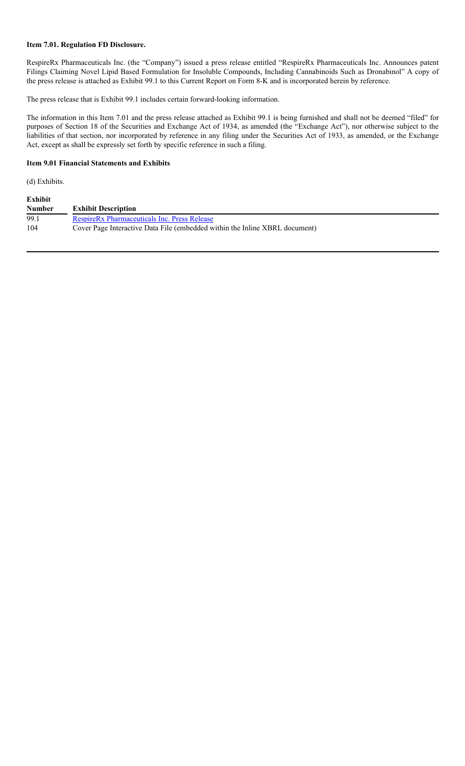**Item 7.01. Regulation FD Disclosure.**

RespireRx Pharmaceuticals Inc. (the "Company") issued a press release entitled "RespireRx Pharmaceuticals Inc. Announces patent Filings Claiming Novel Lipid Based Formulation for Insoluble Compounds, Including Cannabinoids Such as Dronabinol" A copy of the press release is attached as Exhibit 99.1 to this Current Report on Form 8-K and is incorporated herein by reference.

The press release that is Exhibit 99.1 includes certain forward-looking information.

The information in this Item 7.01 and the press release attached as Exhibit 99.1 is being furnished and shall not be deemed "filed" for purposes of Section 18 of the Securities and Exchange Act of 1934, as amended (the "Exchange Act"), nor otherwise subject to the liabilities of that section, nor incorporated by reference in any filing under the Securities Act of 1933, as amended, or the Exchange Act, except as shall be expressly set forth by specific reference in such a filing.

**Item 9.01 Financial Statements and Exhibits**

(d) Exhibits.

| Exhibit Number | Exhibit Description |
| --- | --- |
| 99.1 | RespireRx Pharmaceuticals Inc. Press Release |
| 104 | Cover Page Interactive Data File (embedded within the Inline XBRL document) |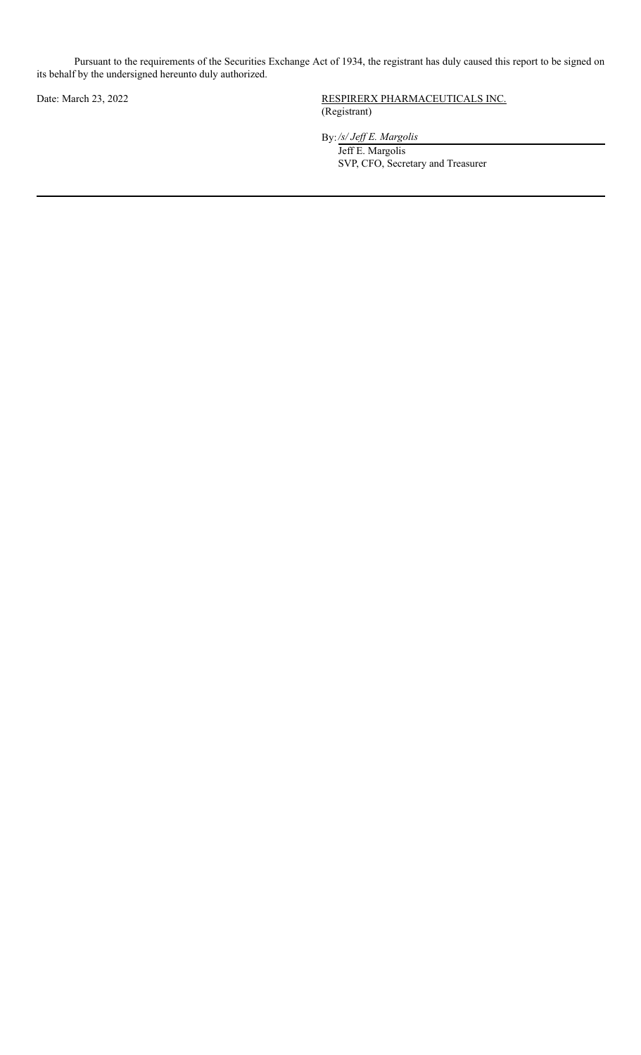Pursuant to the requirements of the Securities Exchange Act of 1934, the registrant has duly caused this report to be signed on its behalf by the undersigned hereunto duly authorized.

| | |
|---|---|
| Date: March 23, 2022 | RESPIRERX PHARMACEUTICALS INC. |
| | (Registrant) |
| | By: */s/ Jeff E. Margolis* |
| | Jeff E. Margolis |
| | SVP, CFO, Secretary and Treasurer |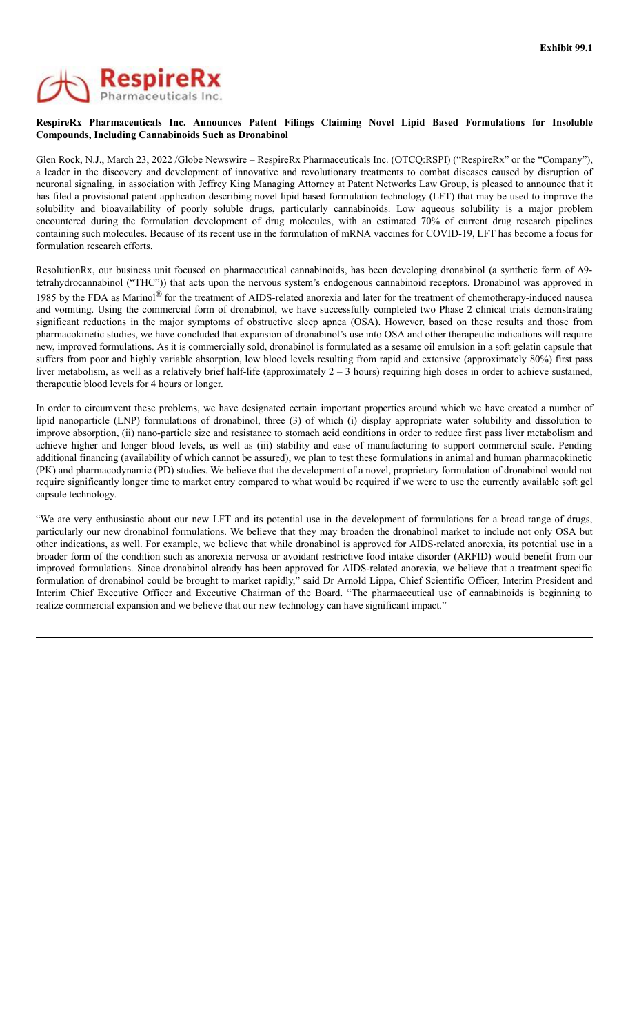**Exhibit 99.1**

**RespireRx Pharmaceuticals Inc. Announces Patent Filings Claiming Novel Lipid Based Formulations for Insoluble Compounds, Including Cannabinoids Such as Dronabinol**

Glen Rock, N.J., March 23, 2022 /Globe Newswire – RespireRx Pharmaceuticals Inc. (OTCQ:RSPI) ("RespireRx" or the "Company"), a leader in the discovery and development of innovative and revolutionary treatments to combat diseases caused by disruption of neuronal signaling, in association with Jeffrey King Managing Attorney at Patent Networks Law Group, is pleased to announce that it has filed a provisional patent application describing novel lipid based formulation technology (LFT) that may be used to improve the solubility and bioavailability of poorly soluble drugs, particularly cannabinoids. Low aqueous solubility is a major problem encountered during the formulation development of drug molecules, with an estimated 70% of current drug research pipelines containing such molecules. Because of its recent use in the formulation of mRNA vaccines for COVID-19, LFT has become a focus for formulation research efforts.

ResolutionRx, our business unit focused on pharmaceutical cannabinoids, has been developing dronabinol (a synthetic form of Δ9-tetrahydrocannabinol ("THC")) that acts upon the nervous system's endogenous cannabinoid receptors. Dronabinol was approved in 1985 by the FDA as Marinol® for the treatment of AIDS-related anorexia and later for the treatment of chemotherapy-induced nausea and vomiting. Using the commercial form of dronabinol, we have successfully completed two Phase 2 clinical trials demonstrating significant reductions in the major symptoms of obstructive sleep apnea (OSA). However, based on these results and those from pharmacokinetic studies, we have concluded that expansion of dronabinol's use into OSA and other therapeutic indications will require new, improved formulations. As it is commercially sold, dronabinol is formulated as a sesame oil emulsion in a soft gelatin capsule that suffers from poor and highly variable absorption, low blood levels resulting from rapid and extensive (approximately 80%) first pass liver metabolism, as well as a relatively brief half-life (approximately 2 – 3 hours) requiring high doses in order to achieve sustained, therapeutic blood levels for 4 hours or longer.

In order to circumvent these problems, we have designated certain important properties around which we have created a number of lipid nanoparticle (LNP) formulations of dronabinol, three (3) of which (i) display appropriate water solubility and dissolution to improve absorption, (ii) nano-particle size and resistance to stomach acid conditions in order to reduce first pass liver metabolism and achieve higher and longer blood levels, as well as (iii) stability and ease of manufacturing to support commercial scale. Pending additional financing (availability of which cannot be assured), we plan to test these formulations in animal and human pharmacokinetic (PK) and pharmacodynamic (PD) studies. We believe that the development of a novel, proprietary formulation of dronabinol would not require significantly longer time to market entry compared to what would be required if we were to use the currently available soft gel capsule technology.

"We are very enthusiastic about our new LFT and its potential use in the development of formulations for a broad range of drugs, particularly our new dronabinol formulations. We believe that they may broaden the dronabinol market to include not only OSA but other indications, as well. For example, we believe that while dronabinol is approved for AIDS-related anorexia, its potential use in a broader form of the condition such as anorexia nervosa or avoidant restrictive food intake disorder (ARFID) would benefit from our improved formulations. Since dronabinol already has been approved for AIDS-related anorexia, we believe that a treatment specific formulation of dronabinol could be brought to market rapidly," said Dr Arnold Lippa, Chief Scientific Officer, Interim President and Interim Chief Executive Officer and Executive Chairman of the Board. "The pharmaceutical use of cannabinoids is beginning to realize commercial expansion and we believe that our new technology can have significant impact."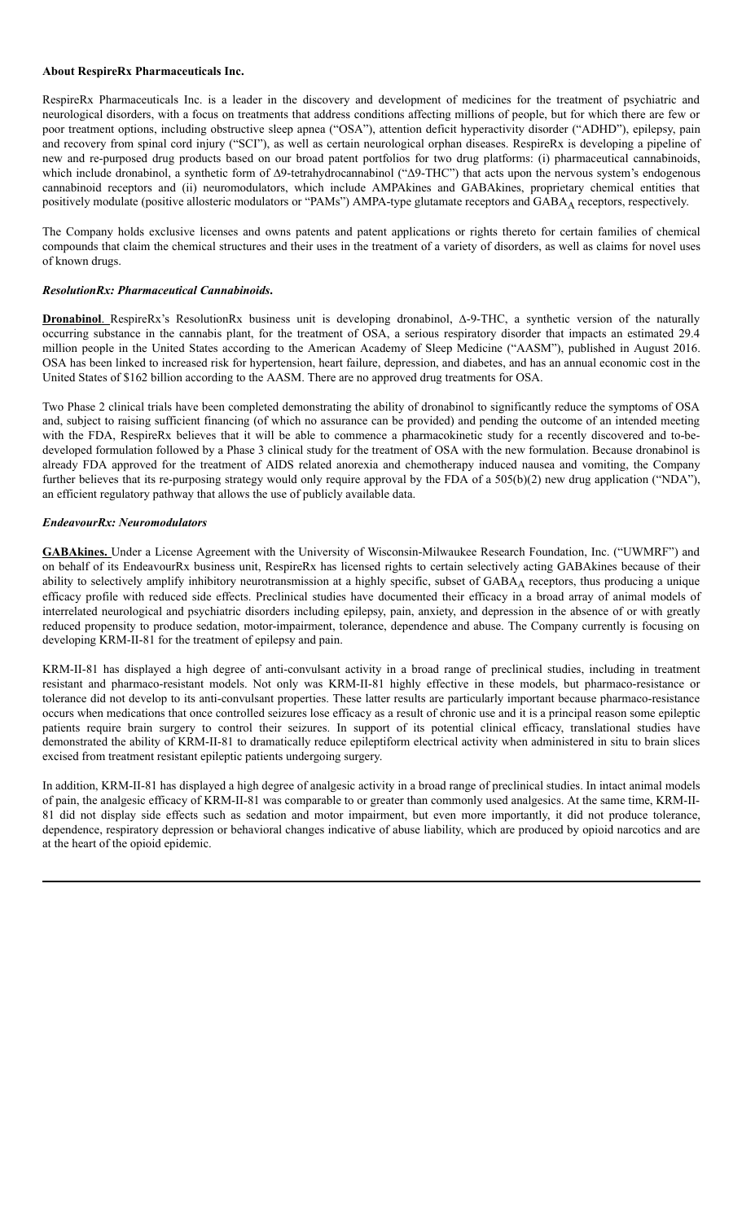**About RespireRx Pharmaceuticals Inc.**

RespireRx Pharmaceuticals Inc. is a leader in the discovery and development of medicines for the treatment of psychiatric and neurological disorders, with a focus on treatments that address conditions affecting millions of people, but for which there are few or poor treatment options, including obstructive sleep apnea ("OSA"), attention deficit hyperactivity disorder ("ADHD"), epilepsy, pain and recovery from spinal cord injury ("SCI"), as well as certain neurological orphan diseases. RespireRx is developing a pipeline of new and re-purposed drug products based on our broad patent portfolios for two drug platforms: (i) pharmaceutical cannabinoids, which include dronabinol, a synthetic form of Δ9-tetrahydrocannabinol ("Δ9-THC") that acts upon the nervous system's endogenous cannabinoid receptors and (ii) neuromodulators, which include AMPAkines and GABAkines, proprietary chemical entities that positively modulate (positive allosteric modulators or "PAMs") AMPA-type glutamate receptors and $GABA_A$ receptors, respectively.

The Company holds exclusive licenses and owns patents and patent applications or rights thereto for certain families of chemical compounds that claim the chemical structures and their uses in the treatment of a variety of disorders, as well as claims for novel uses of known drugs.

***ResolutionRx: Pharmaceutical Cannabinoids.***

**Dronabinol**. RespireRx's ResolutionRx business unit is developing dronabinol, Δ-9-THC, a synthetic version of the naturally occurring substance in the cannabis plant, for the treatment of OSA, a serious respiratory disorder that impacts an estimated 29.4 million people in the United States according to the American Academy of Sleep Medicine ("AASM"), published in August 2016. OSA has been linked to increased risk for hypertension, heart failure, depression, and diabetes, and has an annual economic cost in the United States of $162 billion according to the AASM. There are no approved drug treatments for OSA.

Two Phase 2 clinical trials have been completed demonstrating the ability of dronabinol to significantly reduce the symptoms of OSA and, subject to raising sufficient financing (of which no assurance can be provided) and pending the outcome of an intended meeting with the FDA, RespireRx believes that it will be able to commence a pharmacokinetic study for a recently discovered and to-be-developed formulation followed by a Phase 3 clinical study for the treatment of OSA with the new formulation. Because dronabinol is already FDA approved for the treatment of AIDS related anorexia and chemotherapy induced nausea and vomiting, the Company further believes that its re-purposing strategy would only require approval by the FDA of a 505(b)(2) new drug application ("NDA"), an efficient regulatory pathway that allows the use of publicly available data.

***EndeavourRx: Neuromodulators***

**GABAkines.** Under a License Agreement with the University of Wisconsin-Milwaukee Research Foundation, Inc. ("UWMRF") and on behalf of its EndeavourRx business unit, RespireRx has licensed rights to certain selectively acting GABAkines because of their ability to selectively amplify inhibitory neurotransmission at a highly specific, subset of $GABA_A$ receptors, thus producing a unique efficacy profile with reduced side effects. Preclinical studies have documented their efficacy in a broad array of animal models of interrelated neurological and psychiatric disorders including epilepsy, pain, anxiety, and depression in the absence of or with greatly reduced propensity to produce sedation, motor-impairment, tolerance, dependence and abuse. The Company currently is focusing on developing KRM-II-81 for the treatment of epilepsy and pain.

KRM-II-81 has displayed a high degree of anti-convulsant activity in a broad range of preclinical studies, including in treatment resistant and pharmaco-resistant models. Not only was KRM-II-81 highly effective in these models, but pharmaco-resistance or tolerance did not develop to its anti-convulsant properties. These latter results are particularly important because pharmaco-resistance occurs when medications that once controlled seizures lose efficacy as a result of chronic use and it is a principal reason some epileptic patients require brain surgery to control their seizures. In support of its potential clinical efficacy, translational studies have demonstrated the ability of KRM-II-81 to dramatically reduce epileptiform electrical activity when administered in situ to brain slices excised from treatment resistant epileptic patients undergoing surgery.

In addition, KRM-II-81 has displayed a high degree of analgesic activity in a broad range of preclinical studies. In intact animal models of pain, the analgesic efficacy of KRM-II-81 was comparable to or greater than commonly used analgesics. At the same time, KRM-II-81 did not display side effects such as sedation and motor impairment, but even more importantly, it did not produce tolerance, dependence, respiratory depression or behavioral changes indicative of abuse liability, which are produced by opioid narcotics and are at the heart of the opioid epidemic.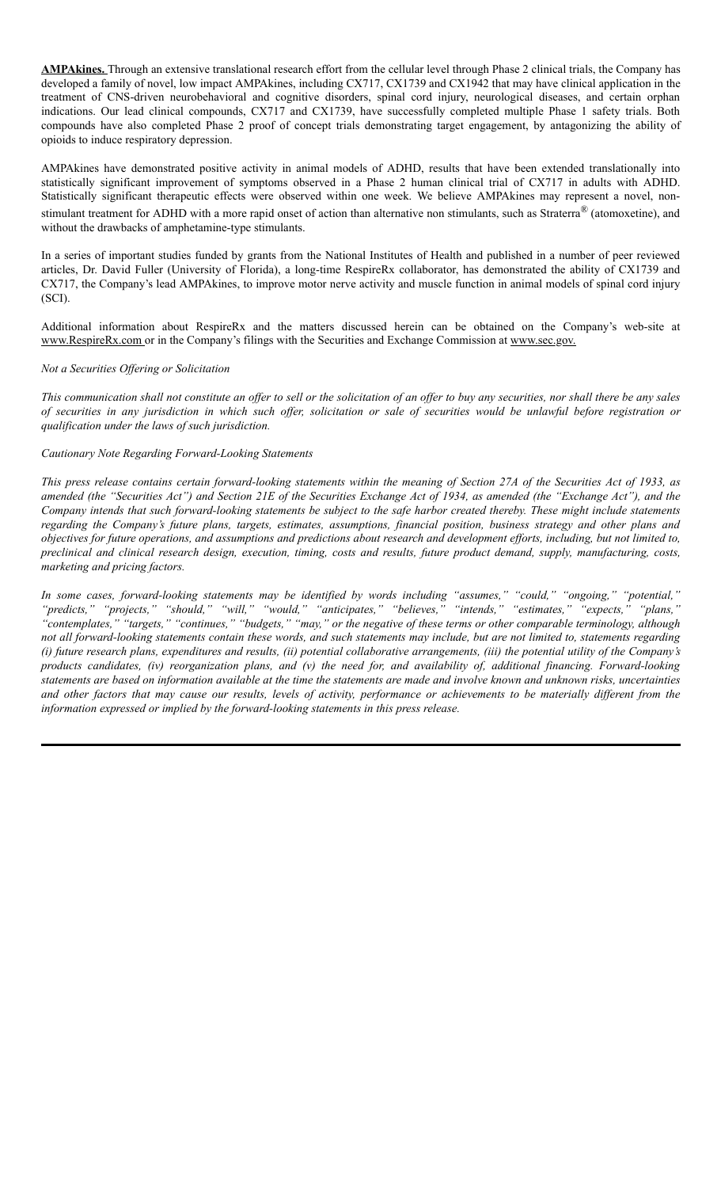**AMPAkines.** Through an extensive translational research effort from the cellular level through Phase 2 clinical trials, the Company has developed a family of novel, low impact AMPAkines, including CX717, CX1739 and CX1942 that may have clinical application in the treatment of CNS-driven neurobehavioral and cognitive disorders, spinal cord injury, neurological diseases, and certain orphan indications. Our lead clinical compounds, CX717 and CX1739, have successfully completed multiple Phase 1 safety trials. Both compounds have also completed Phase 2 proof of concept trials demonstrating target engagement, by antagonizing the ability of opioids to induce respiratory depression.

AMPAkines have demonstrated positive activity in animal models of ADHD, results that have been extended translationally into statistically significant improvement of symptoms observed in a Phase 2 human clinical trial of CX717 in adults with ADHD. Statistically significant therapeutic effects were observed within one week. We believe AMPAkines may represent a novel, non-stimulant treatment for ADHD with a more rapid onset of action than alternative non stimulants, such as Straterra® (atomoxetine), and without the drawbacks of amphetamine-type stimulants.

In a series of important studies funded by grants from the National Institutes of Health and published in a number of peer reviewed articles, Dr. David Fuller (University of Florida), a long-time RespireRx collaborator, has demonstrated the ability of CX1739 and CX717, the Company's lead AMPAkines, to improve motor nerve activity and muscle function in animal models of spinal cord injury (SCI).

Additional information about RespireRx and the matters discussed herein can be obtained on the Company's web-site at www.RespireRx.com or in the Company's filings with the Securities and Exchange Commission at www.sec.gov.

*Not a Securities Offering or Solicitation*

*This communication shall not constitute an offer to sell or the solicitation of an offer to buy any securities, nor shall there be any sales of securities in any jurisdiction in which such offer, solicitation or sale of securities would be unlawful before registration or qualification under the laws of such jurisdiction.*

*Cautionary Note Regarding Forward-Looking Statements*

*This press release contains certain forward-looking statements within the meaning of Section 27A of the Securities Act of 1933, as amended (the "Securities Act") and Section 21E of the Securities Exchange Act of 1934, as amended (the "Exchange Act"), and the Company intends that such forward-looking statements be subject to the safe harbor created thereby. These might include statements regarding the Company's future plans, targets, estimates, assumptions, financial position, business strategy and other plans and objectives for future operations, and assumptions and predictions about research and development efforts, including, but not limited to, preclinical and clinical research design, execution, timing, costs and results, future product demand, supply, manufacturing, costs, marketing and pricing factors.*

*In some cases, forward-looking statements may be identified by words including "assumes," "could," "ongoing," "potential," "predicts," "projects," "should," "will," "would," "anticipates," "believes," "intends," "estimates," "expects," "plans," "contemplates," "targets," "continues," "budgets," "may," or the negative of these terms or other comparable terminology, although not all forward-looking statements contain these words, and such statements may include, but are not limited to, statements regarding (i) future research plans, expenditures and results, (ii) potential collaborative arrangements, (iii) the potential utility of the Company's products candidates, (iv) reorganization plans, and (v) the need for, and availability of, additional financing. Forward-looking statements are based on information available at the time the statements are made and involve known and unknown risks, uncertainties and other factors that may cause our results, levels of activity, performance or achievements to be materially different from the information expressed or implied by the forward-looking statements in this press release.*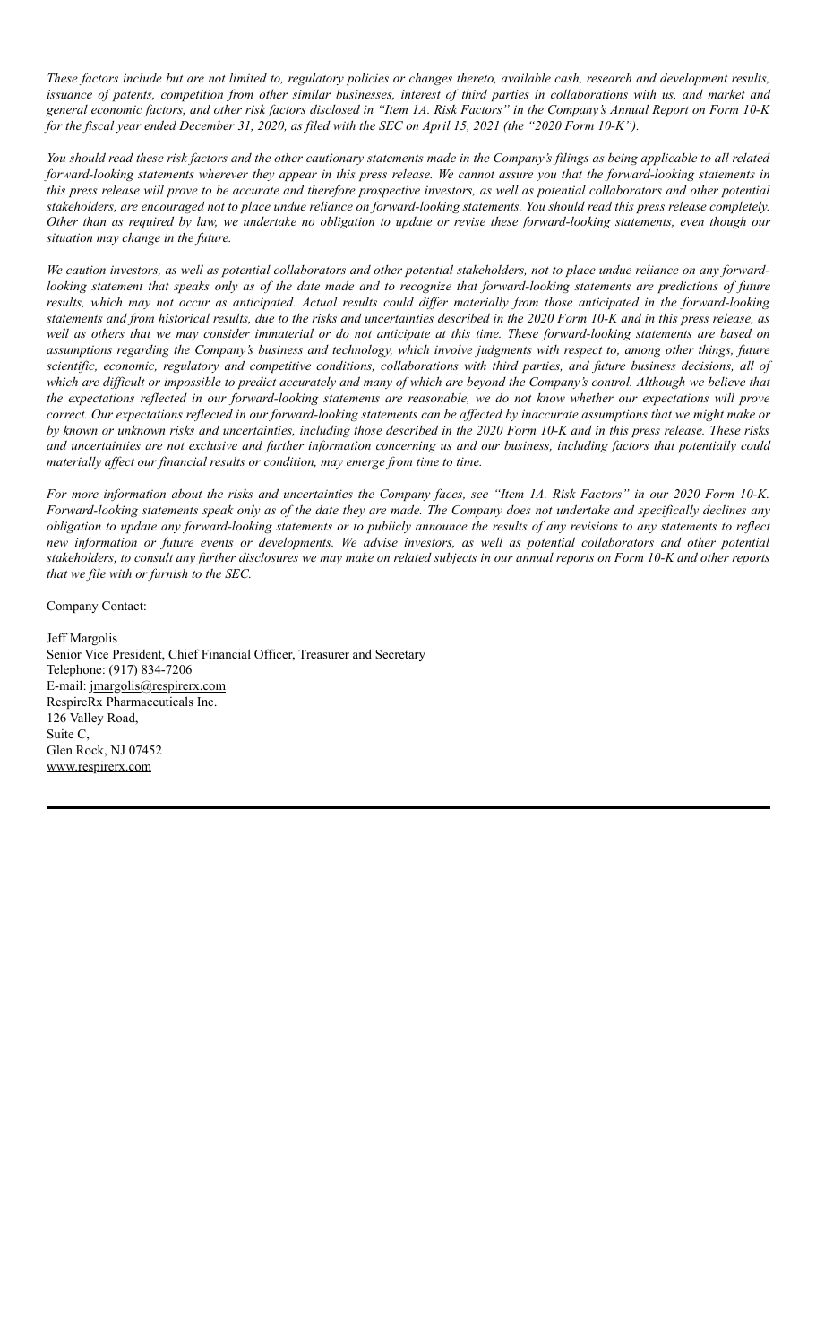*These factors include but are not limited to, regulatory policies or changes thereto, available cash, research and development results, issuance of patents, competition from other similar businesses, interest of third parties in collaborations with us, and market and general economic factors, and other risk factors disclosed in "Item 1A. Risk Factors" in the Company's Annual Report on Form 10-K for the fiscal year ended December 31, 2020, as filed with the SEC on April 15, 2021 (the "2020 Form 10-K").*

*You should read these risk factors and the other cautionary statements made in the Company's filings as being applicable to all related forward-looking statements wherever they appear in this press release. We cannot assure you that the forward-looking statements in this press release will prove to be accurate and therefore prospective investors, as well as potential collaborators and other potential stakeholders, are encouraged not to place undue reliance on forward-looking statements. You should read this press release completely. Other than as required by law, we undertake no obligation to update or revise these forward-looking statements, even though our situation may change in the future.*

*We caution investors, as well as potential collaborators and other potential stakeholders, not to place undue reliance on any forward-looking statement that speaks only as of the date made and to recognize that forward-looking statements are predictions of future results, which may not occur as anticipated. Actual results could differ materially from those anticipated in the forward-looking statements and from historical results, due to the risks and uncertainties described in the 2020 Form 10-K and in this press release, as well as others that we may consider immaterial or do not anticipate at this time. These forward-looking statements are based on assumptions regarding the Company's business and technology, which involve judgments with respect to, among other things, future scientific, economic, regulatory and competitive conditions, collaborations with third parties, and future business decisions, all of which are difficult or impossible to predict accurately and many of which are beyond the Company's control. Although we believe that the expectations reflected in our forward-looking statements are reasonable, we do not know whether our expectations will prove correct. Our expectations reflected in our forward-looking statements can be affected by inaccurate assumptions that we might make or by known or unknown risks and uncertainties, including those described in the 2020 Form 10-K and in this press release. These risks and uncertainties are not exclusive and further information concerning us and our business, including factors that potentially could materially affect our financial results or condition, may emerge from time to time.*

*For more information about the risks and uncertainties the Company faces, see "Item 1A. Risk Factors" in our 2020 Form 10-K. Forward-looking statements speak only as of the date they are made. The Company does not undertake and specifically declines any obligation to update any forward-looking statements or to publicly announce the results of any revisions to any statements to reflect new information or future events or developments. We advise investors, as well as potential collaborators and other potential stakeholders, to consult any further disclosures we may make on related subjects in our annual reports on Form 10-K and other reports that we file with or furnish to the SEC.*

Company Contact:

Jeff Margolis
Senior Vice President, Chief Financial Officer, Treasurer and Secretary
Telephone: (917) 834-7206
E-mail: jmargolis@respirerx.com
RespireRx Pharmaceuticals Inc.
126 Valley Road,
Suite C,
Glen Rock, NJ 07452
www.respirerx.com